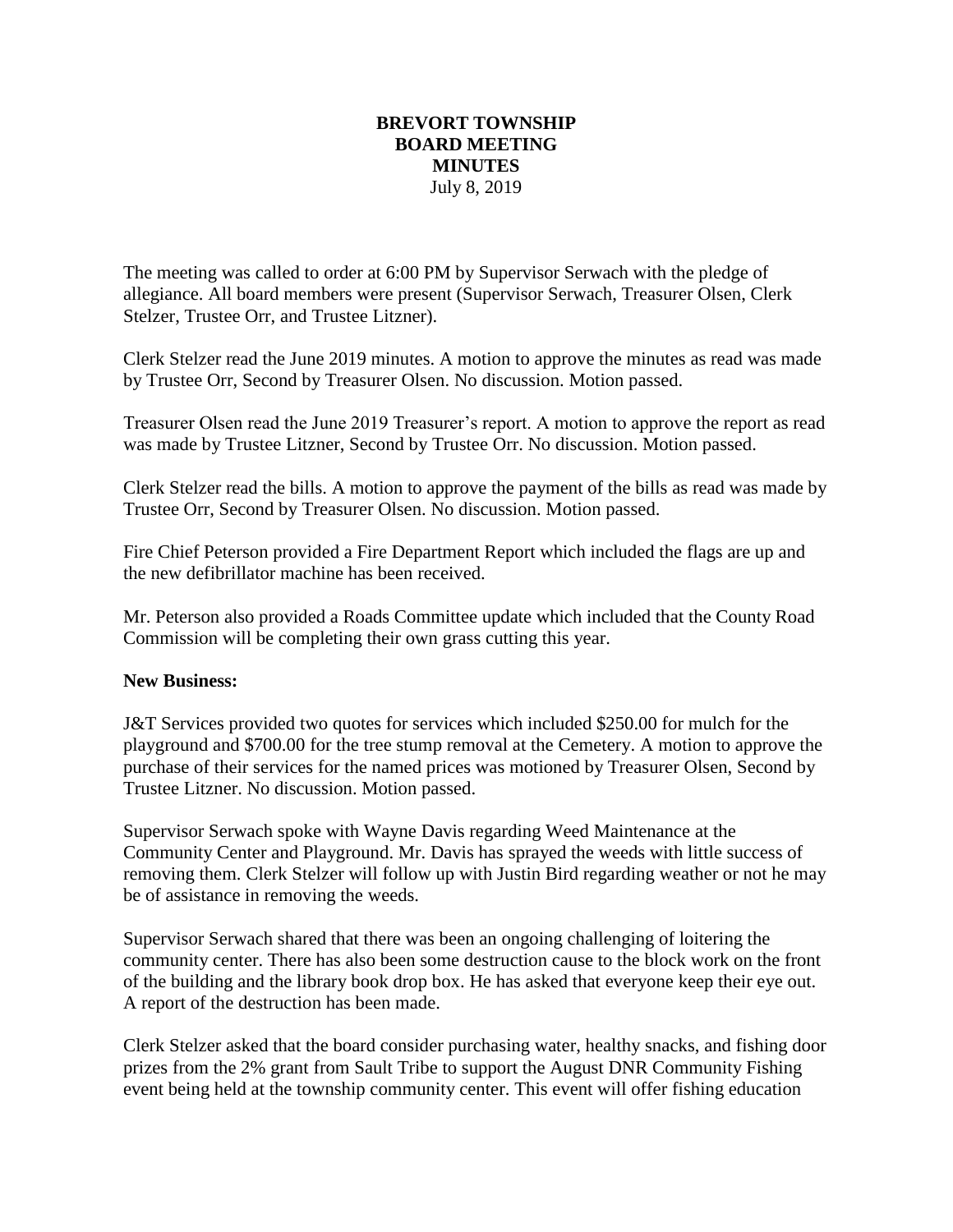**BREVORT TOWNSHIP**
**BOARD MEETING**
**MINUTES**
July 8, 2019

The meeting was called to order at 6:00 PM by Supervisor Serwach with the pledge of allegiance. All board members were present (Supervisor Serwach, Treasurer Olsen, Clerk Stelzer, Trustee Orr, and Trustee Litzner).

Clerk Stelzer read the June 2019 minutes. A motion to approve the minutes as read was made by Trustee Orr, Second by Treasurer Olsen. No discussion. Motion passed.

Treasurer Olsen read the June 2019 Treasurer's report. A motion to approve the report as read was made by Trustee Litzner, Second by Trustee Orr. No discussion. Motion passed.

Clerk Stelzer read the bills. A motion to approve the payment of the bills as read was made by Trustee Orr, Second by Treasurer Olsen. No discussion. Motion passed.

Fire Chief Peterson provided a Fire Department Report which included the flags are up and the new defibrillator machine has been received.

Mr. Peterson also provided a Roads Committee update which included that the County Road Commission will be completing their own grass cutting this year.

**New Business:**

J&T Services provided two quotes for services which included $250.00 for mulch for the playground and $700.00 for the tree stump removal at the Cemetery. A motion to approve the purchase of their services for the named prices was motioned by Treasurer Olsen, Second by Trustee Litzner. No discussion. Motion passed.

Supervisor Serwach spoke with Wayne Davis regarding Weed Maintenance at the Community Center and Playground. Mr. Davis has sprayed the weeds with little success of removing them. Clerk Stelzer will follow up with Justin Bird regarding weather or not he may be of assistance in removing the weeds.

Supervisor Serwach shared that there was been an ongoing challenging of loitering the community center. There has also been some destruction cause to the block work on the front of the building and the library book drop box. He has asked that everyone keep their eye out. A report of the destruction has been made.

Clerk Stelzer asked that the board consider purchasing water, healthy snacks, and fishing door prizes from the 2% grant from Sault Tribe to support the August DNR Community Fishing event being held at the township community center. This event will offer fishing education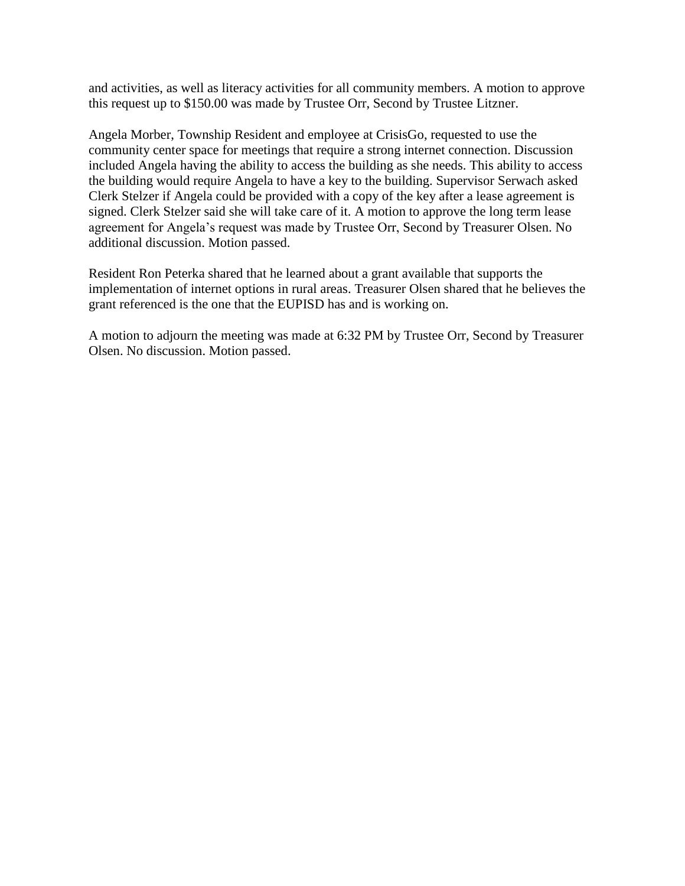and activities, as well as literacy activities for all community members. A motion to approve this request up to $150.00 was made by Trustee Orr, Second by Trustee Litzner.

Angela Morber, Township Resident and employee at CrisisGo, requested to use the community center space for meetings that require a strong internet connection. Discussion included Angela having the ability to access the building as she needs. This ability to access the building would require Angela to have a key to the building. Supervisor Serwach asked Clerk Stelzer if Angela could be provided with a copy of the key after a lease agreement is signed. Clerk Stelzer said she will take care of it. A motion to approve the long term lease agreement for Angela's request was made by Trustee Orr, Second by Treasurer Olsen. No additional discussion. Motion passed.

Resident Ron Peterka shared that he learned about a grant available that supports the implementation of internet options in rural areas. Treasurer Olsen shared that he believes the grant referenced is the one that the EUPISD has and is working on.

A motion to adjourn the meeting was made at 6:32 PM by Trustee Orr, Second by Treasurer Olsen. No discussion. Motion passed.